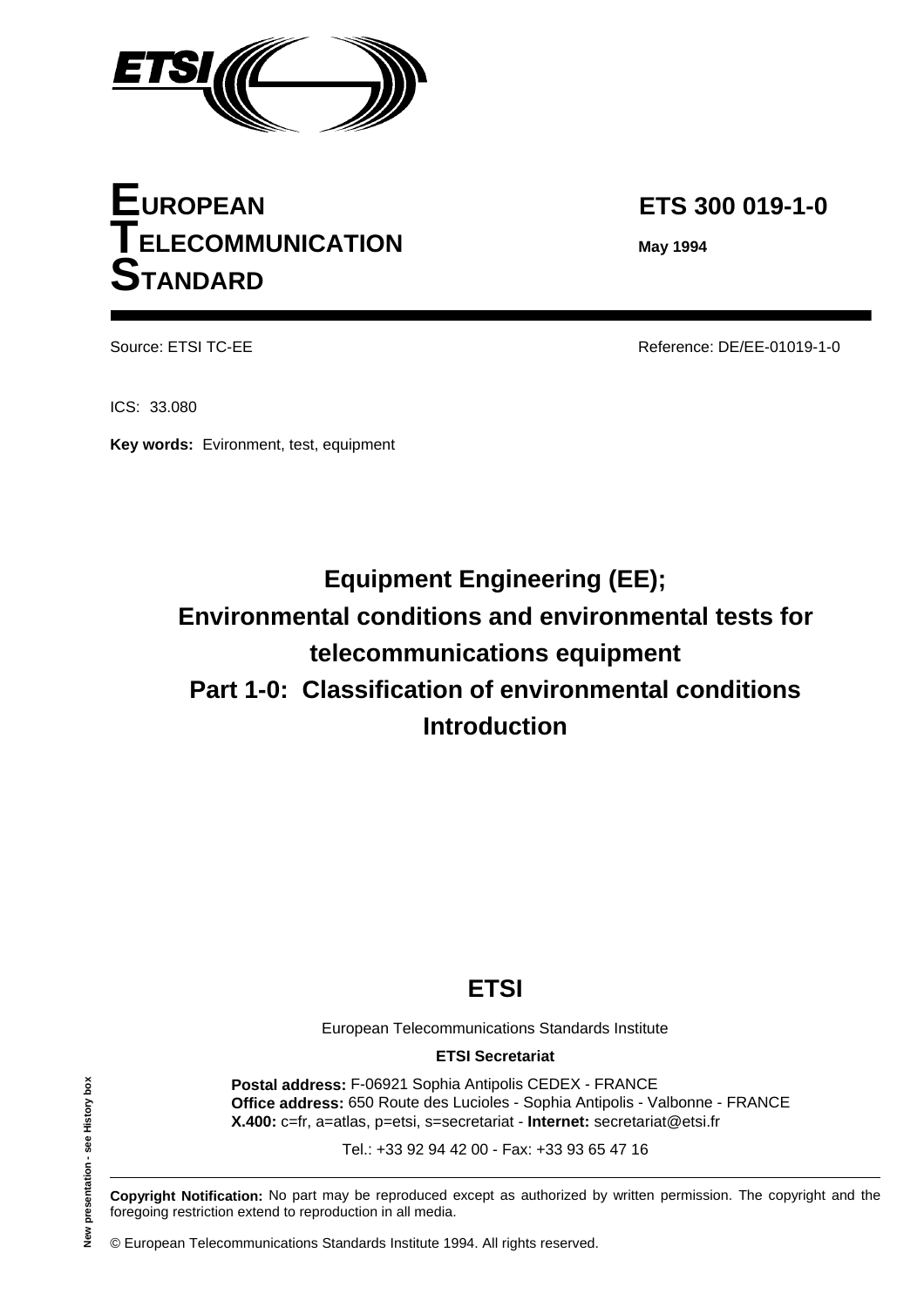# EUROPEAN TELECOMMUNICATION STANDARD

**ETS 300 019-1-0**

**May 1994**

Source: ETSI TC-EE

Reference: DE/EE-01019-1-0

ICS: 33.080

**Key words:** Evironment, test, equipment

## Equipment Engineering (EE); Environmental conditions and environmental tests for telecommunications equipment Part 1-0: Classification of environmental conditions Introduction

**ETSI**

European Telecommunications Standards Institute

**ETSI Secretariat**

**Postal address:** F-06921 Sophia Antipolis CEDEX - FRANCE
**Office address:** 650 Route des Lucioles - Sophia Antipolis - Valbonne - FRANCE
**X.400:** c=fr, a=atlas, p=etsi, s=secretariat - **Internet:** secretariat@etsi.fr

Tel.: +33 92 94 42 00 - Fax: +33 93 65 47 16

New presentation - see History box

**Copyright Notification:** No part may be reproduced except as authorized by written permission. The copyright and the foregoing restriction extend to reproduction in all media.

© European Telecommunications Standards Institute 1994. All rights reserved.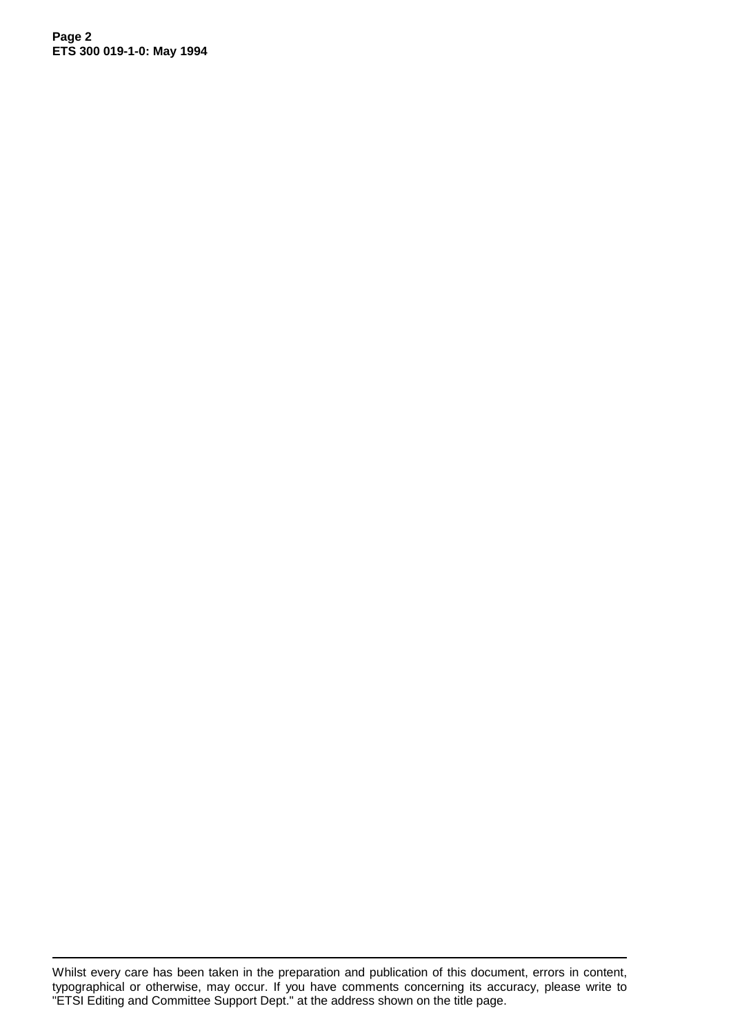Whilst every care has been taken in the preparation and publication of this document, errors in content, typographical or otherwise, may occur. If you have comments concerning its accuracy, please write to "ETSI Editing and Committee Support Dept." at the address shown on the title page.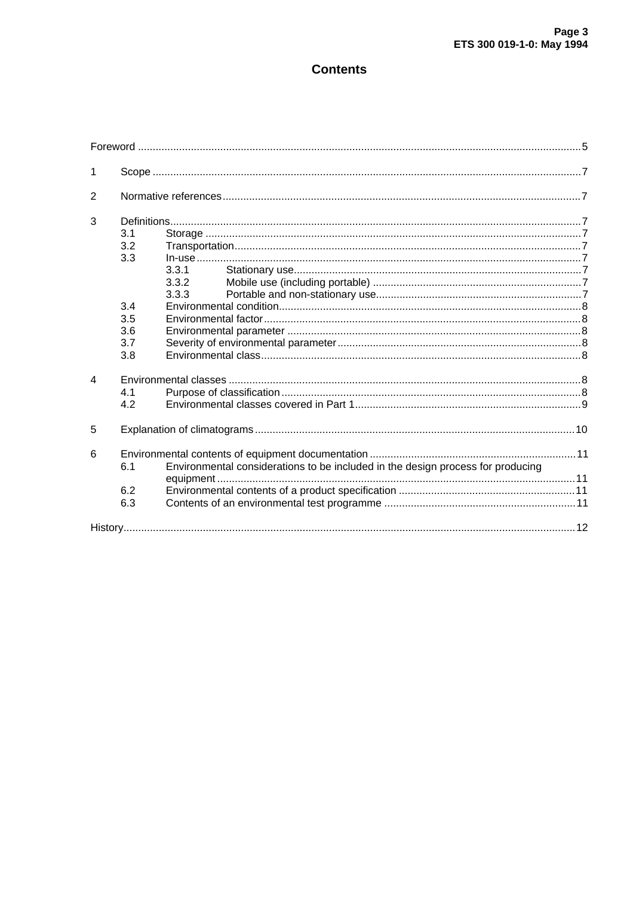# Contents

Foreword ..... 5

1 Scope ..... 7

2 Normative references ..... 7

3 Definitions ..... 7
- 3.1 Storage ..... 7
- 3.2 Transportation ..... 7
- 3.3 In-use ..... 7
  - 3.3.1 Stationary use ..... 7
  - 3.3.2 Mobile use (including portable) ..... 7
  - 3.3.3 Portable and non-stationary use ..... 7
- 3.4 Environmental condition ..... 8
- 3.5 Environmental factor ..... 8
- 3.6 Environmental parameter ..... 8
- 3.7 Severity of environmental parameter ..... 8
- 3.8 Environmental class ..... 8

4 Environmental classes ..... 8
- 4.1 Purpose of classification ..... 8
- 4.2 Environmental classes covered in Part 1 ..... 9

5 Explanation of climatograms ..... 10

6 Environmental contents of equipment documentation ..... 11
- 6.1 Environmental considerations to be included in the design process for producing equipment ..... 11
- 6.2 Environmental contents of a product specification ..... 11
- 6.3 Contents of an environmental test programme ..... 11

History ..... 12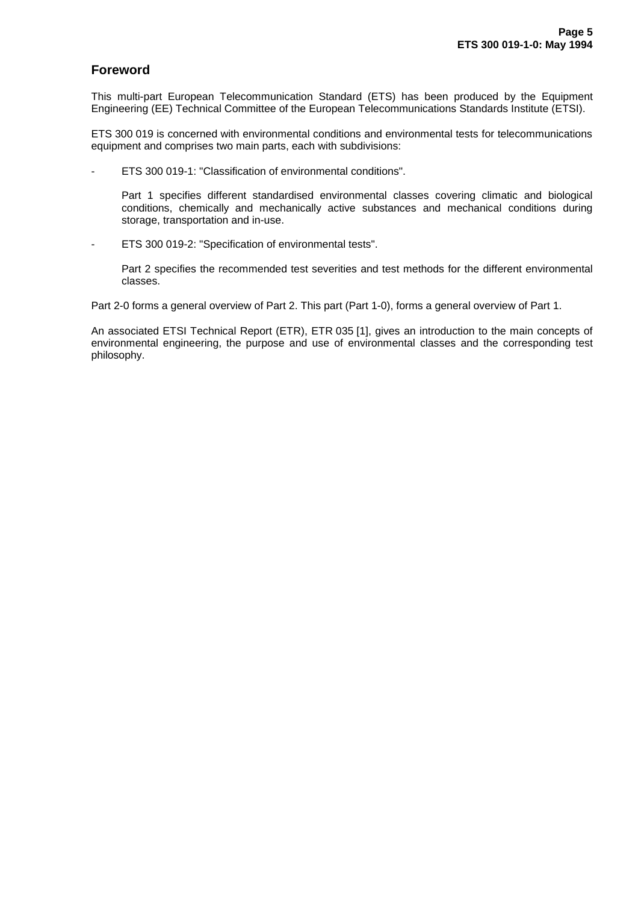# Foreword

This multi-part European Telecommunication Standard (ETS) has been produced by the Equipment Engineering (EE) Technical Committee of the European Telecommunications Standards Institute (ETSI).

ETS 300 019 is concerned with environmental conditions and environmental tests for telecommunications equipment and comprises two main parts, each with subdivisions:

- ETS 300 019-1: "Classification of environmental conditions".

  Part 1 specifies different standardised environmental classes covering climatic and biological conditions, chemically and mechanically active substances and mechanical conditions during storage, transportation and in-use.

- ETS 300 019-2: "Specification of environmental tests".

  Part 2 specifies the recommended test severities and test methods for the different environmental classes.

Part 2-0 forms a general overview of Part 2. This part (Part 1-0), forms a general overview of Part 1.

An associated ETSI Technical Report (ETR), ETR 035 [1], gives an introduction to the main concepts of environmental engineering, the purpose and use of environmental classes and the corresponding test philosophy.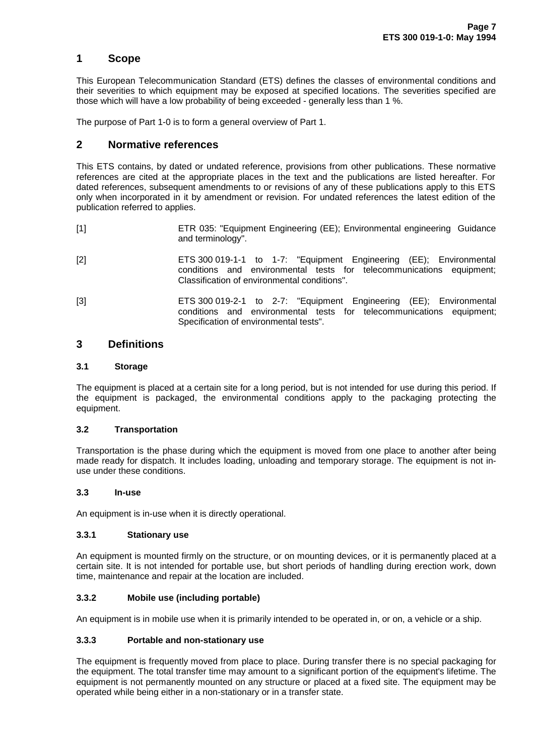# 1 Scope

This European Telecommunication Standard (ETS) defines the classes of environmental conditions and their severities to which equipment may be exposed at specified locations. The severities specified are those which will have a low probability of being exceeded - generally less than 1 %.

The purpose of Part 1-0 is to form a general overview of Part 1.

# 2 Normative references

This ETS contains, by dated or undated reference, provisions from other publications. These normative references are cited at the appropriate places in the text and the publications are listed hereafter. For dated references, subsequent amendments to or revisions of any of these publications apply to this ETS only when incorporated in it by amendment or revision. For undated references the latest edition of the publication referred to applies.

[1] ETR 035: "Equipment Engineering (EE); Environmental engineering Guidance and terminology".

[2] ETS 300 019-1-1 to 1-7: "Equipment Engineering (EE); Environmental conditions and environmental tests for telecommunications equipment; Classification of environmental conditions".

[3] ETS 300 019-2-1 to 2-7: "Equipment Engineering (EE); Environmental conditions and environmental tests for telecommunications equipment; Specification of environmental tests".

# 3 Definitions

## 3.1 Storage

The equipment is placed at a certain site for a long period, but is not intended for use during this period. If the equipment is packaged, the environmental conditions apply to the packaging protecting the equipment.

## 3.2 Transportation

Transportation is the phase during which the equipment is moved from one place to another after being made ready for dispatch. It includes loading, unloading and temporary storage. The equipment is not in-use under these conditions.

## 3.3 In-use

An equipment is in-use when it is directly operational.

### 3.3.1 Stationary use

An equipment is mounted firmly on the structure, or on mounting devices, or it is permanently placed at a certain site. It is not intended for portable use, but short periods of handling during erection work, down time, maintenance and repair at the location are included.

### 3.3.2 Mobile use (including portable)

An equipment is in mobile use when it is primarily intended to be operated in, or on, a vehicle or a ship.

### 3.3.3 Portable and non-stationary use

The equipment is frequently moved from place to place. During transfer there is no special packaging for the equipment. The total transfer time may amount to a significant portion of the equipment's lifetime. The equipment is not permanently mounted on any structure or placed at a fixed site. The equipment may be operated while being either in a non-stationary or in a transfer state.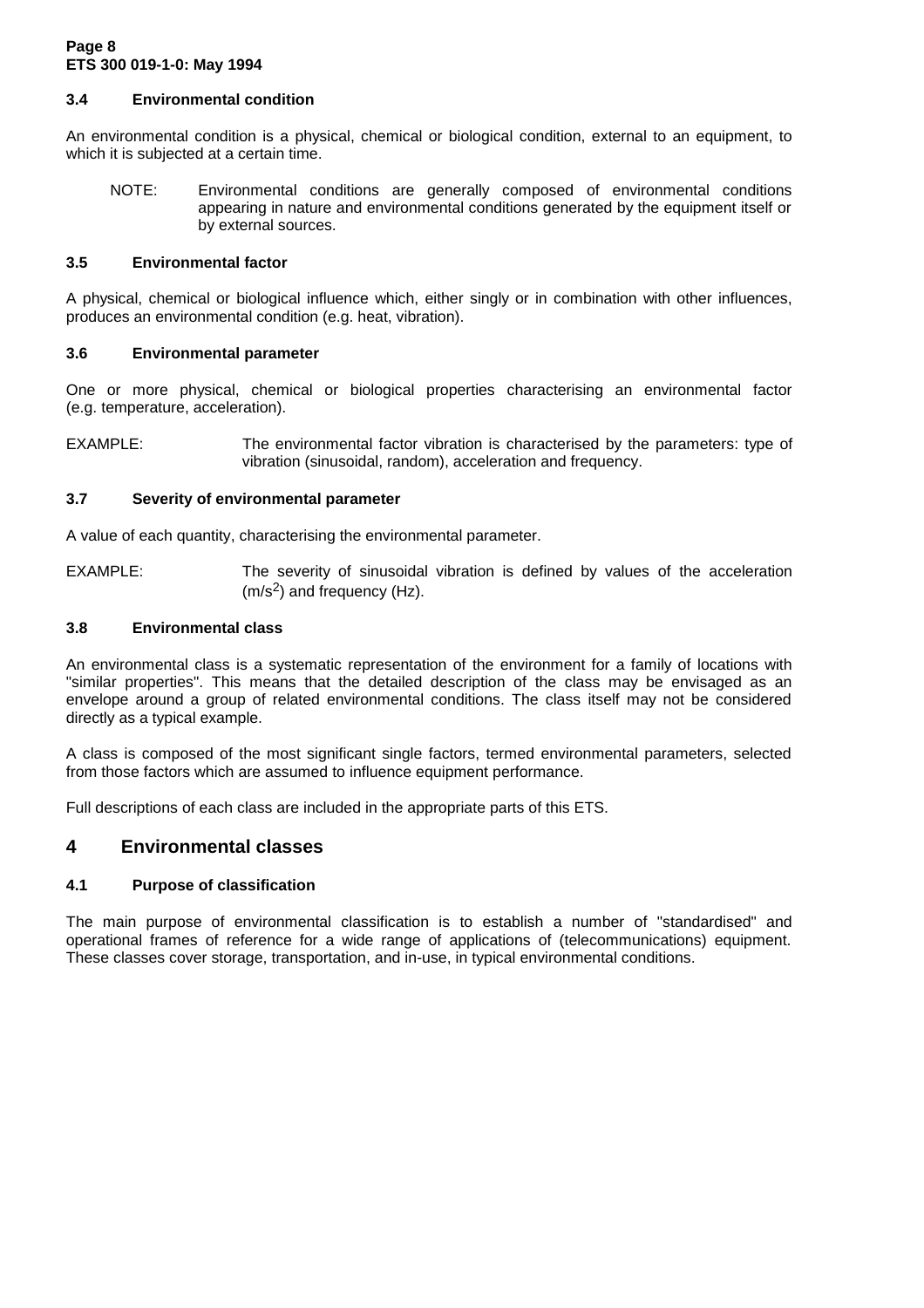### 3.4 Environmental condition

An environmental condition is a physical, chemical or biological condition, external to an equipment, to which it is subjected at a certain time.

> NOTE: Environmental conditions are generally composed of environmental conditions appearing in nature and environmental conditions generated by the equipment itself or by external sources.

### 3.5 Environmental factor

A physical, chemical or biological influence which, either singly or in combination with other influences, produces an environmental condition (e.g. heat, vibration).

### 3.6 Environmental parameter

One or more physical, chemical or biological properties characterising an environmental factor (e.g. temperature, acceleration).

EXAMPLE: The environmental factor vibration is characterised by the parameters: type of vibration (sinusoidal, random), acceleration and frequency.

### 3.7 Severity of environmental parameter

A value of each quantity, characterising the environmental parameter.

EXAMPLE: The severity of sinusoidal vibration is defined by values of the acceleration ($m/s^2$) and frequency (Hz).

### 3.8 Environmental class

An environmental class is a systematic representation of the environment for a family of locations with "similar properties". This means that the detailed description of the class may be envisaged as an envelope around a group of related environmental conditions. The class itself may not be considered directly as a typical example.

A class is composed of the most significant single factors, termed environmental parameters, selected from those factors which are assumed to influence equipment performance.

Full descriptions of each class are included in the appropriate parts of this ETS.

## 4 Environmental classes

### 4.1 Purpose of classification

The main purpose of environmental classification is to establish a number of "standardised" and operational frames of reference for a wide range of applications of (telecommunications) equipment. These classes cover storage, transportation, and in-use, in typical environmental conditions.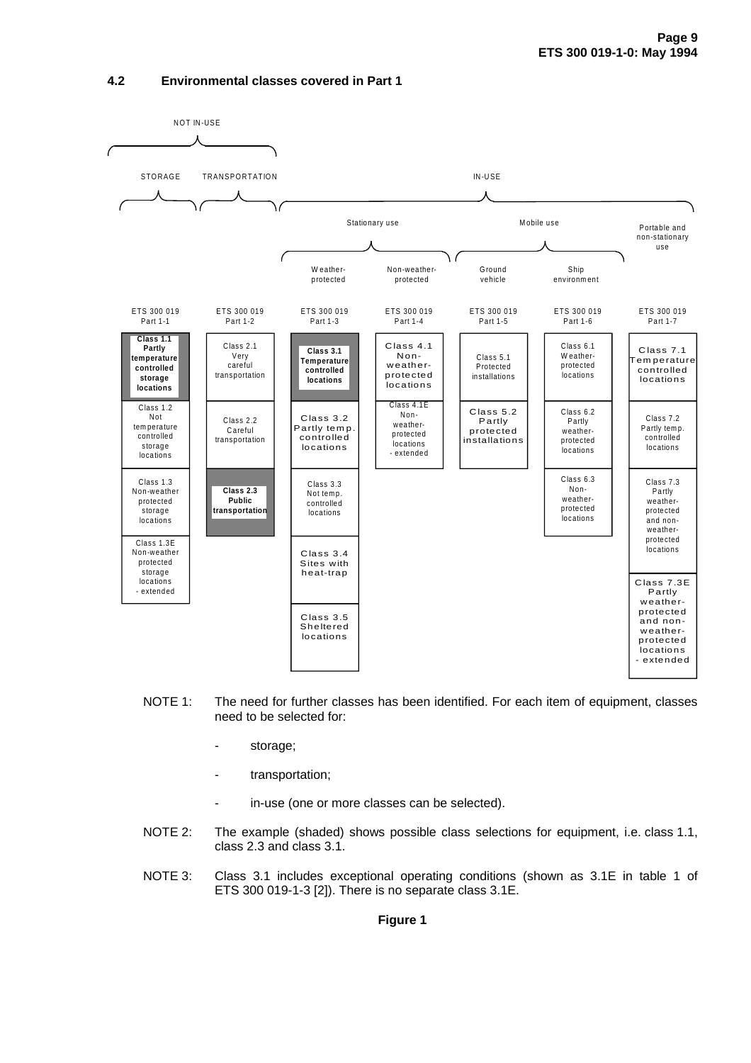## 4.2 Environmental classes covered in Part 1

NOT IN-USE: STORAGE, TRANSPORTATION

IN-USE: Stationary use (Weather-protected, Non-weather-protected), Mobile use (Ground vehicle, Ship environment), Portable and non-stationary use

| ETS 300 019 Part 1-1 | ETS 300 019 Part 1-2 | ETS 300 019 Part 1-3 | ETS 300 019 Part 1-4 | ETS 300 019 Part 1-5 | ETS 300 019 Part 1-6 | ETS 300 019 Part 1-7 |
|---|---|---|---|---|---|---|
| **Class 1.1 Partly temperature controlled storage locations** | Class 2.1 Very careful transportation | **Class 3.1 Temperature controlled locations** | Class 4.1 Non-weather-protected locations | Class 5.1 Protected installations | Class 6.1 Weather-protected locations | Class 7.1 Temperature controlled locations |
| Class 1.2 Not temperature controlled storage locations | Class 2.2 Careful transportation | Class 3.2 Partly temp. controlled locations | Class 4.1E Non-weather-protected locations - extended | Class 5.2 Partly protected installations | Class 6.2 Partly weather-protected locations | Class 7.2 Partly temp. controlled locations |
| Class 1.3 Non-weather protected storage locations | **Class 2.3 Public transportation** | Class 3.3 Not temp. controlled locations | | | Class 6.3 Non-weather-protected locations | Class 7.3 Partly weather-protected and non-weather-protected locations |
| Class 1.3E Non-weather protected storage locations - extended | | Class 3.4 Sites with heat-trap | | | | Class 7.3E Partly weather-protected and non-weather-protected locations - extended |
| | | Class 3.5 Sheltered locations | | | | |

NOTE 1: The need for further classes has been identified. For each item of equipment, classes need to be selected for:

- storage;
- transportation;
- in-use (one or more classes can be selected).

NOTE 2: The example (shaded) shows possible class selections for equipment, i.e. class 1.1, class 2.3 and class 3.1.

NOTE 3: Class 3.1 includes exceptional operating conditions (shown as 3.1E in table 1 of ETS 300 019-1-3 [2]). There is no separate class 3.1E.

**Figure 1**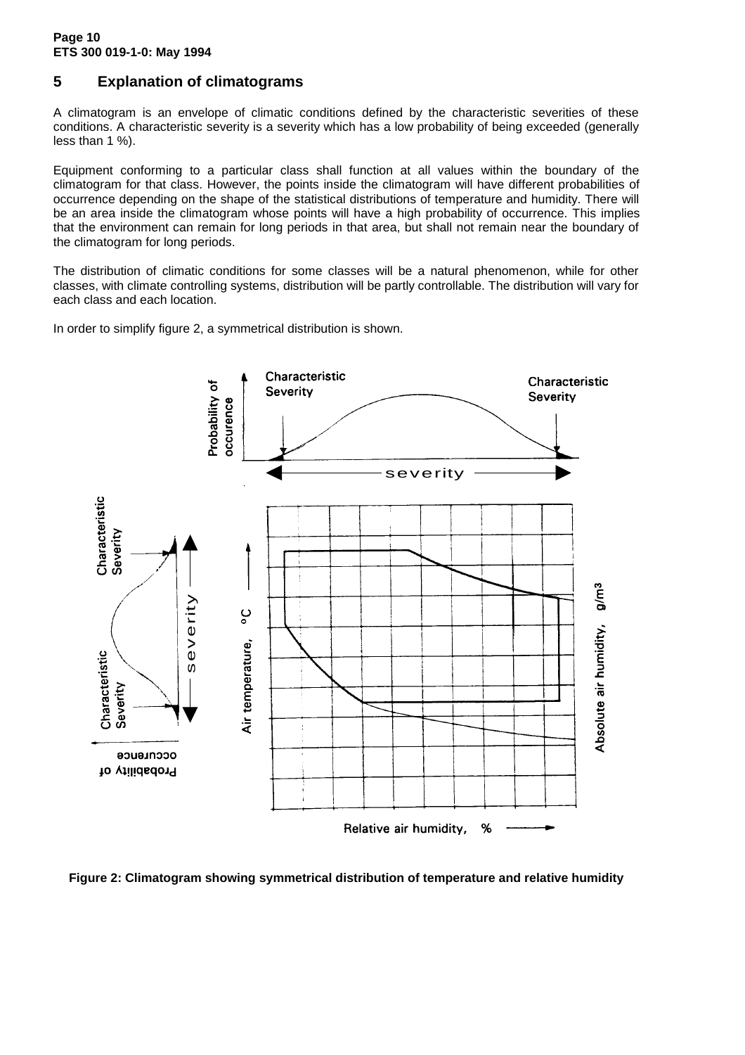## 5 Explanation of climatograms

A climatogram is an envelope of climatic conditions defined by the characteristic severities of these conditions. A characteristic severity is a severity which has a low probability of being exceeded (generally less than 1 %).

Equipment conforming to a particular class shall function at all values within the boundary of the climatogram for that class. However, the points inside the climatogram will have different probabilities of occurrence depending on the shape of the statistical distributions of temperature and humidity. There will be an area inside the climatogram whose points will have a high probability of occurrence. This implies that the environment can remain for long periods in that area, but shall not remain near the boundary of the climatogram for long periods.

The distribution of climatic conditions for some classes will be a natural phenomenon, while for other classes, with climate controlling systems, distribution will be partly controllable. The distribution will vary for each class and each location.

In order to simplify figure 2, a symmetrical distribution is shown.

Figure 2: Climatogram showing symmetrical distribution of temperature and relative humidity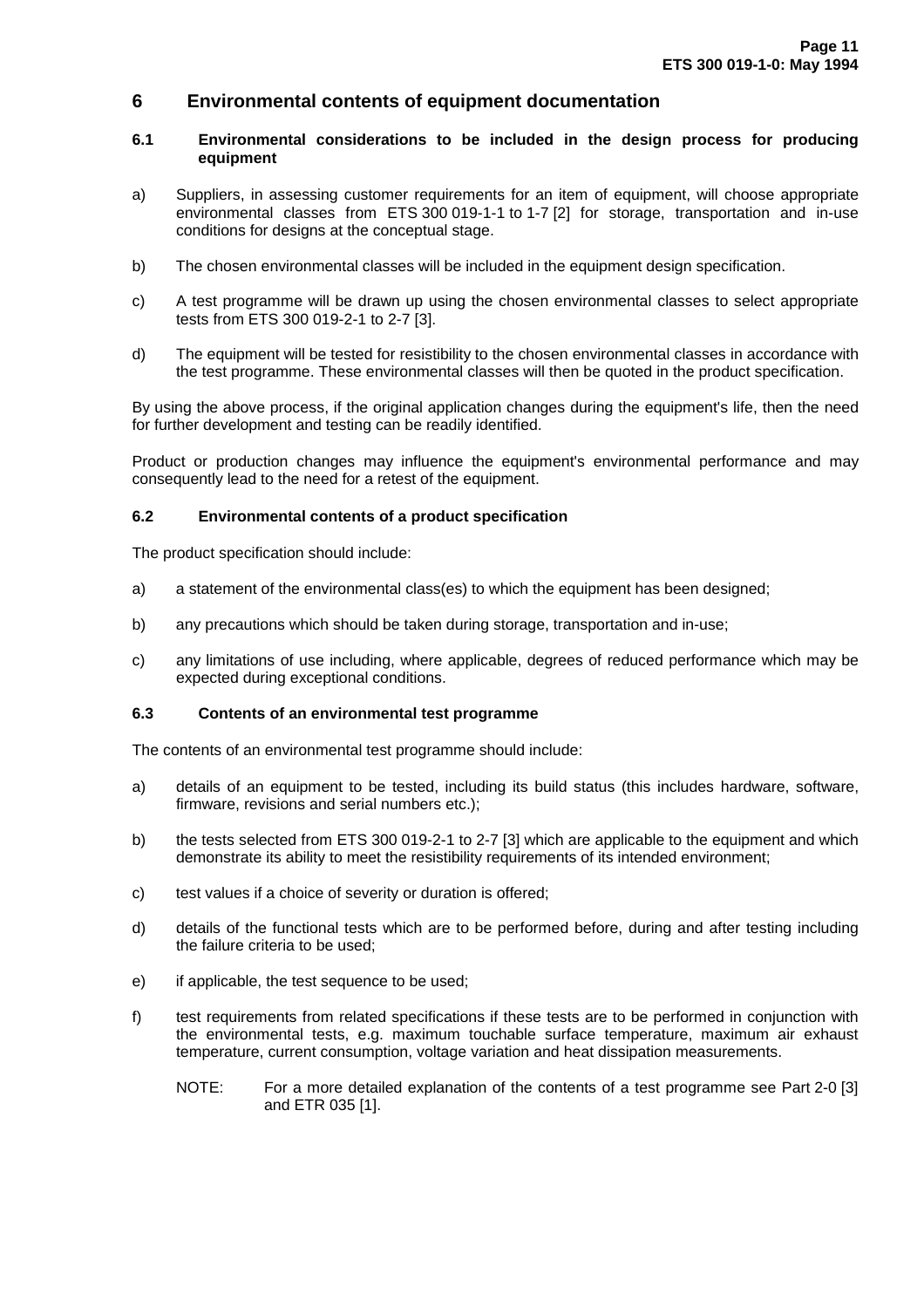# 6 Environmental contents of equipment documentation

## 6.1 Environmental considerations to be included in the design process for producing equipment

a) Suppliers, in assessing customer requirements for an item of equipment, will choose appropriate environmental classes from ETS 300 019-1-1 to 1-7 [2] for storage, transportation and in-use conditions for designs at the conceptual stage.

b) The chosen environmental classes will be included in the equipment design specification.

c) A test programme will be drawn up using the chosen environmental classes to select appropriate tests from ETS 300 019-2-1 to 2-7 [3].

d) The equipment will be tested for resistibility to the chosen environmental classes in accordance with the test programme. These environmental classes will then be quoted in the product specification.

By using the above process, if the original application changes during the equipment's life, then the need for further development and testing can be readily identified.

Product or production changes may influence the equipment's environmental performance and may consequently lead to the need for a retest of the equipment.

## 6.2 Environmental contents of a product specification

The product specification should include:

a) a statement of the environmental class(es) to which the equipment has been designed;

b) any precautions which should be taken during storage, transportation and in-use;

c) any limitations of use including, where applicable, degrees of reduced performance which may be expected during exceptional conditions.

## 6.3 Contents of an environmental test programme

The contents of an environmental test programme should include:

a) details of an equipment to be tested, including its build status (this includes hardware, software, firmware, revisions and serial numbers etc.);

b) the tests selected from ETS 300 019-2-1 to 2-7 [3] which are applicable to the equipment and which demonstrate its ability to meet the resistibility requirements of its intended environment;

c) test values if a choice of severity or duration is offered;

d) details of the functional tests which are to be performed before, during and after testing including the failure criteria to be used;

e) if applicable, the test sequence to be used;

f) test requirements from related specifications if these tests are to be performed in conjunction with the environmental tests, e.g. maximum touchable surface temperature, maximum air exhaust temperature, current consumption, voltage variation and heat dissipation measurements.

NOTE: For a more detailed explanation of the contents of a test programme see Part 2-0 [3] and ETR 035 [1].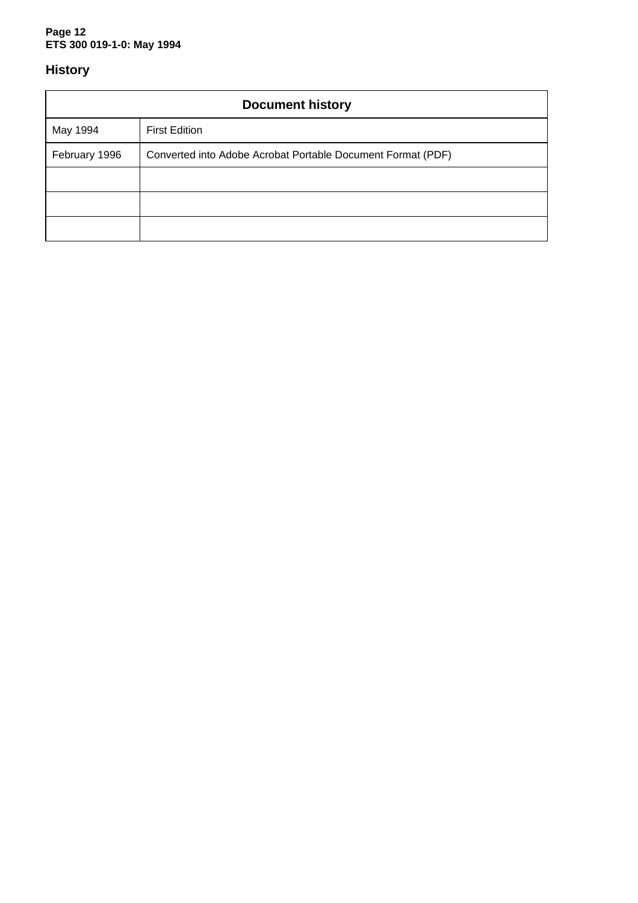# History

| Document history | |
|---|---|
| May 1994 | First Edition |
| February 1996 | Converted into Adobe Acrobat Portable Document Format (PDF) |
| | |
| | |
| | |